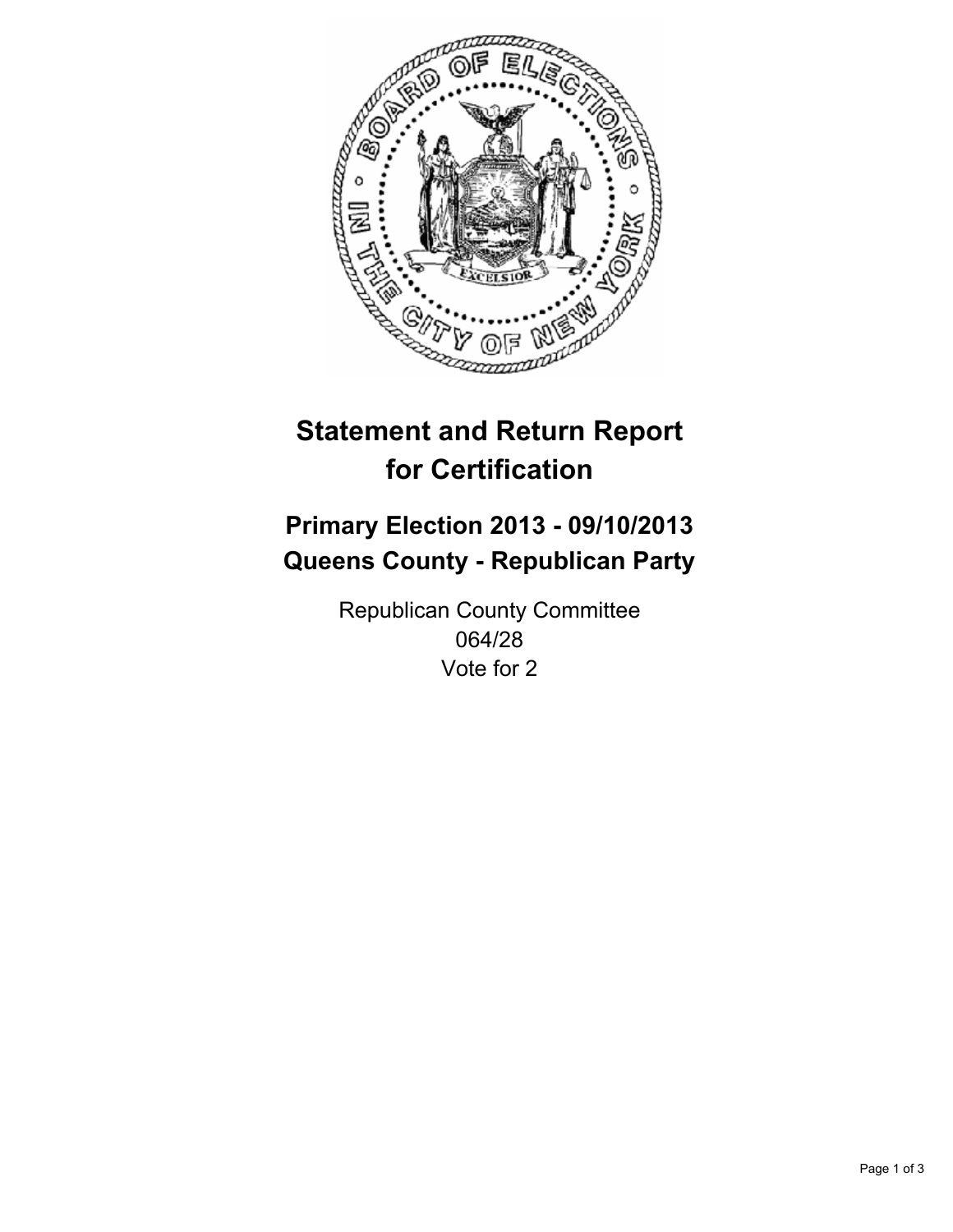# Statement and Return Report for Certification

## Primary Election 2013 - 09/10/2013
## Queens County - Republican Party

Republican County Committee
064/28
Vote for 2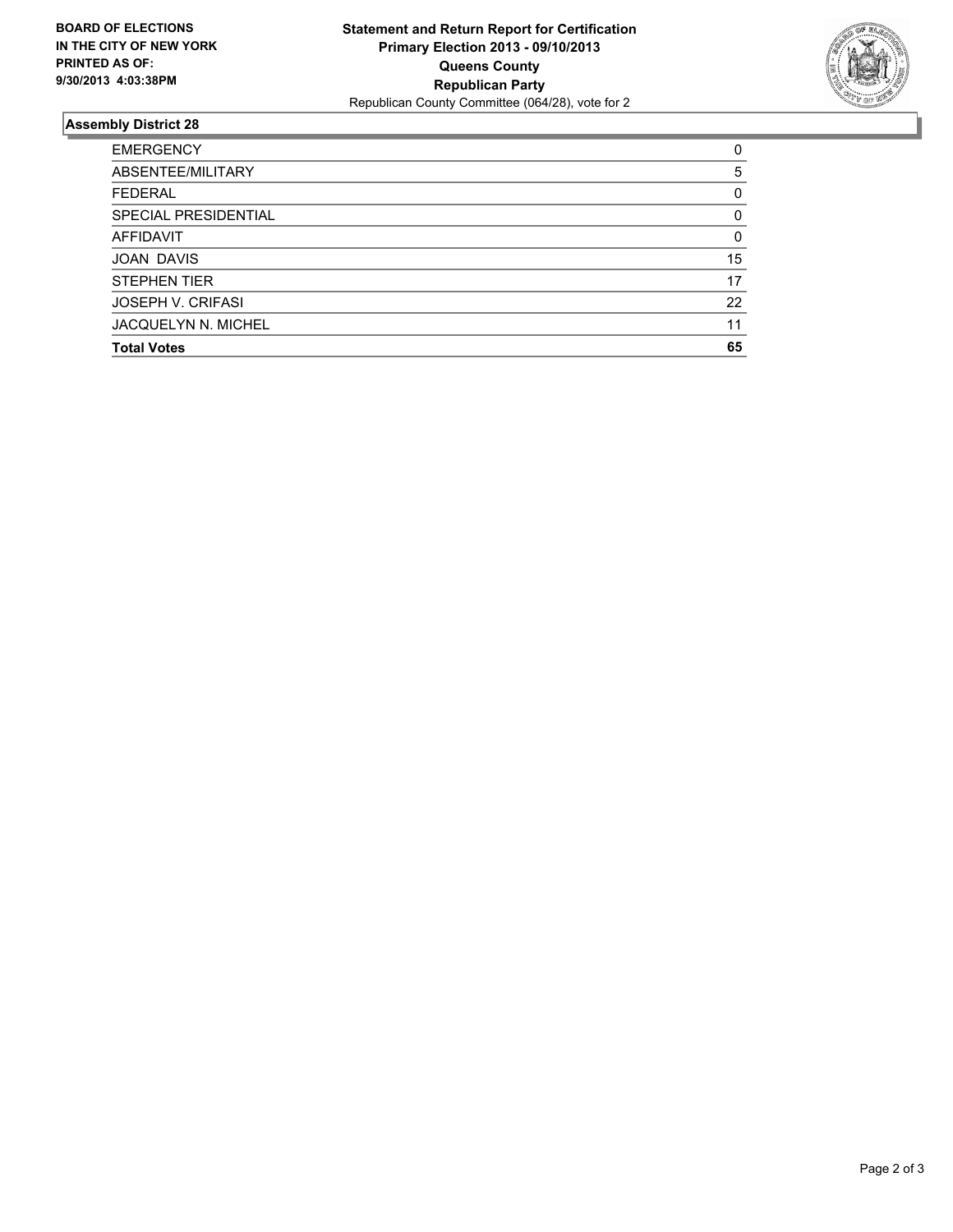**BOARD OF ELECTIONS IN THE CITY OF NEW YORK PRINTED AS OF: 9/30/2013 4:03:38PM**

**Statement and Return Report for Certification**
**Primary Election 2013 - 09/10/2013**
**Queens County**
**Republican Party**
Republican County Committee (064/28), vote for 2

## Assembly District 28

| | |
|---|---|
| EMERGENCY | 0 |
| ABSENTEE/MILITARY | 5 |
| FEDERAL | 0 |
| SPECIAL PRESIDENTIAL | 0 |
| AFFIDAVIT | 0 |
| JOAN DAVIS | 15 |
| STEPHEN TIER | 17 |
| JOSEPH V. CRIFASI | 22 |
| JACQUELYN N. MICHEL | 11 |
| **Total Votes** | **65** |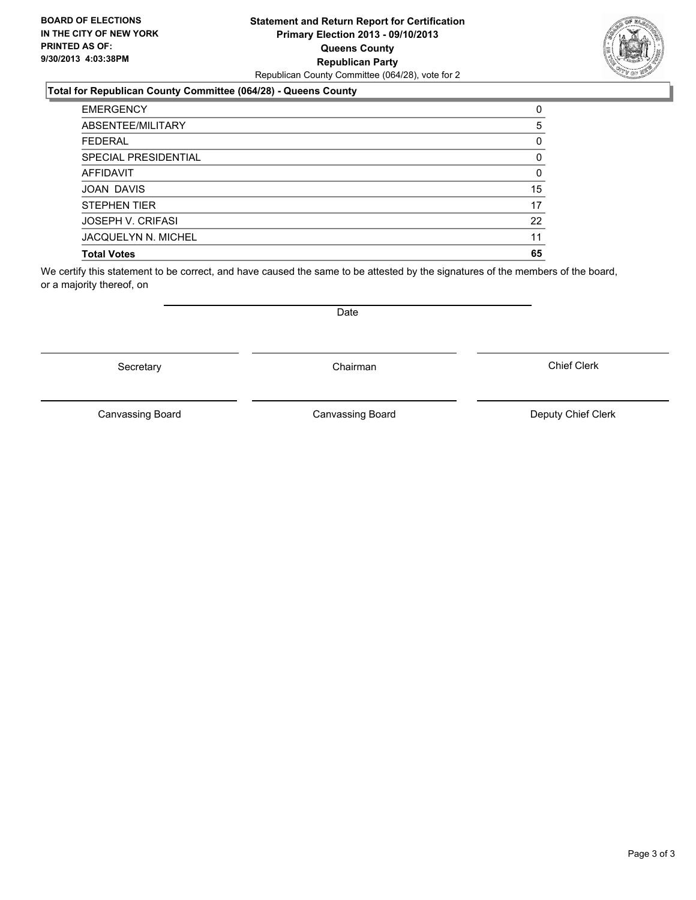**BOARD OF ELECTIONS IN THE CITY OF NEW YORK PRINTED AS OF: 9/30/2013 4:03:38PM**

**Statement and Return Report for Certification**
**Primary Election 2013 - 09/10/2013**
**Queens County**
**Republican Party**
Republican County Committee (064/28), vote for 2

**Total for Republican County Committee (064/28) - Queens County**

| | |
|---|---|
| EMERGENCY | 0 |
| ABSENTEE/MILITARY | 5 |
| FEDERAL | 0 |
| SPECIAL PRESIDENTIAL | 0 |
| AFFIDAVIT | 0 |
| JOAN DAVIS | 15 |
| STEPHEN TIER | 17 |
| JOSEPH V. CRIFASI | 22 |
| JACQUELYN N. MICHEL | 11 |
| **Total Votes** | **65** |

We certify this statement to be correct, and have caused the same to be attested by the signatures of the members of the board, or a majority thereof, on

Date

Secretary | Chairman | Chief Clerk

Canvassing Board | Canvassing Board | Deputy Chief Clerk